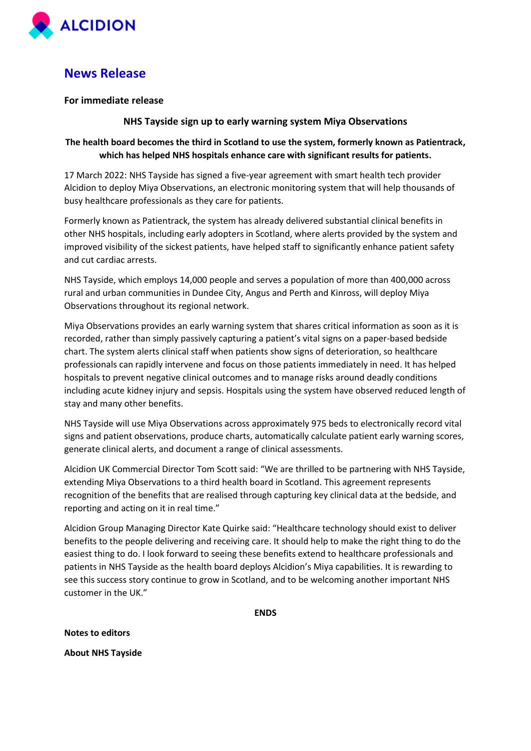ALCIDION

# News Release

**For immediate release**

## NHS Tayside sign up to early warning system Miya Observations

**The health board becomes the third in Scotland to use the system, formerly known as Patientrack, which has helped NHS hospitals enhance care with significant results for patients.**

17 March 2022: NHS Tayside has signed a five-year agreement with smart health tech provider Alcidion to deploy Miya Observations, an electronic monitoring system that will help thousands of busy healthcare professionals as they care for patients.

Formerly known as Patientrack, the system has already delivered substantial clinical benefits in other NHS hospitals, including early adopters in Scotland, where alerts provided by the system and improved visibility of the sickest patients, have helped staff to significantly enhance patient safety and cut cardiac arrests.

NHS Tayside, which employs 14,000 people and serves a population of more than 400,000 across rural and urban communities in Dundee City, Angus and Perth and Kinross, will deploy Miya Observations throughout its regional network.

Miya Observations provides an early warning system that shares critical information as soon as it is recorded, rather than simply passively capturing a patient's vital signs on a paper-based bedside chart. The system alerts clinical staff when patients show signs of deterioration, so healthcare professionals can rapidly intervene and focus on those patients immediately in need. It has helped hospitals to prevent negative clinical outcomes and to manage risks around deadly conditions including acute kidney injury and sepsis. Hospitals using the system have observed reduced length of stay and many other benefits.

NHS Tayside will use Miya Observations across approximately 975 beds to electronically record vital signs and patient observations, produce charts, automatically calculate patient early warning scores, generate clinical alerts, and document a range of clinical assessments.

Alcidion UK Commercial Director Tom Scott said: "We are thrilled to be partnering with NHS Tayside, extending Miya Observations to a third health board in Scotland. This agreement represents recognition of the benefits that are realised through capturing key clinical data at the bedside, and reporting and acting on it in real time."

Alcidion Group Managing Director Kate Quirke said: "Healthcare technology should exist to deliver benefits to the people delivering and receiving care. It should help to make the right thing to do the easiest thing to do. I look forward to seeing these benefits extend to healthcare professionals and patients in NHS Tayside as the health board deploys Alcidion's Miya capabilities. It is rewarding to see this success story continue to grow in Scotland, and to be welcoming another important NHS customer in the UK."

**ENDS**

**Notes to editors**

**About NHS Tayside**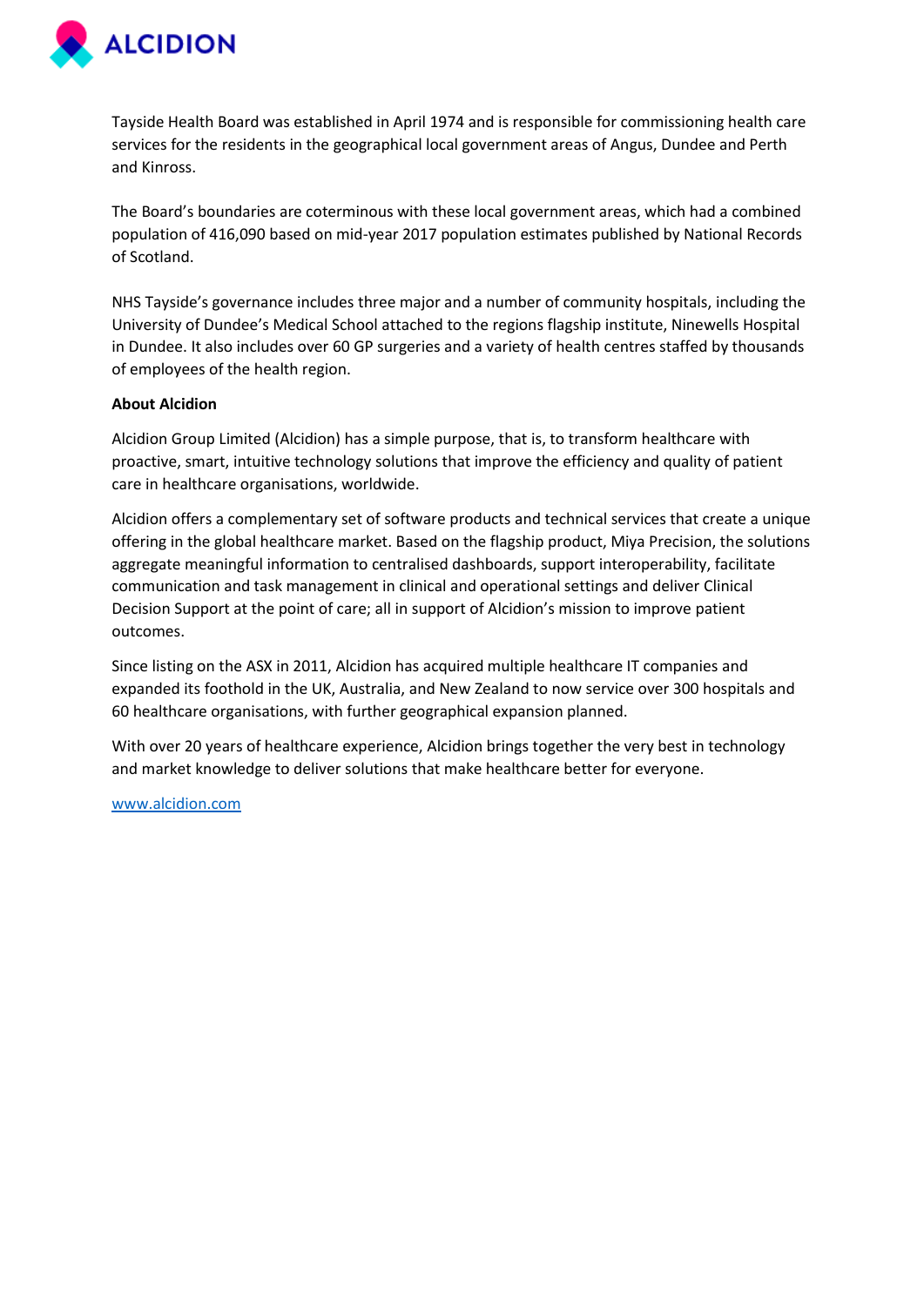Tayside Health Board was established in April 1974 and is responsible for commissioning health care services for the residents in the geographical local government areas of Angus, Dundee and Perth and Kinross.

The Board's boundaries are coterminous with these local government areas, which had a combined population of 416,090 based on mid-year 2017 population estimates published by National Records of Scotland.

NHS Tayside's governance includes three major and a number of community hospitals, including the University of Dundee's Medical School attached to the regions flagship institute, Ninewells Hospital in Dundee. It also includes over 60 GP surgeries and a variety of health centres staffed by thousands of employees of the health region.

**About Alcidion**

Alcidion Group Limited (Alcidion) has a simple purpose, that is, to transform healthcare with proactive, smart, intuitive technology solutions that improve the efficiency and quality of patient care in healthcare organisations, worldwide.

Alcidion offers a complementary set of software products and technical services that create a unique offering in the global healthcare market. Based on the flagship product, Miya Precision, the solutions aggregate meaningful information to centralised dashboards, support interoperability, facilitate communication and task management in clinical and operational settings and deliver Clinical Decision Support at the point of care; all in support of Alcidion's mission to improve patient outcomes.

Since listing on the ASX in 2011, Alcidion has acquired multiple healthcare IT companies and expanded its foothold in the UK, Australia, and New Zealand to now service over 300 hospitals and 60 healthcare organisations, with further geographical expansion planned.

With over 20 years of healthcare experience, Alcidion brings together the very best in technology and market knowledge to deliver solutions that make healthcare better for everyone.

[www.alcidion.com](http://www.alcidion.com)